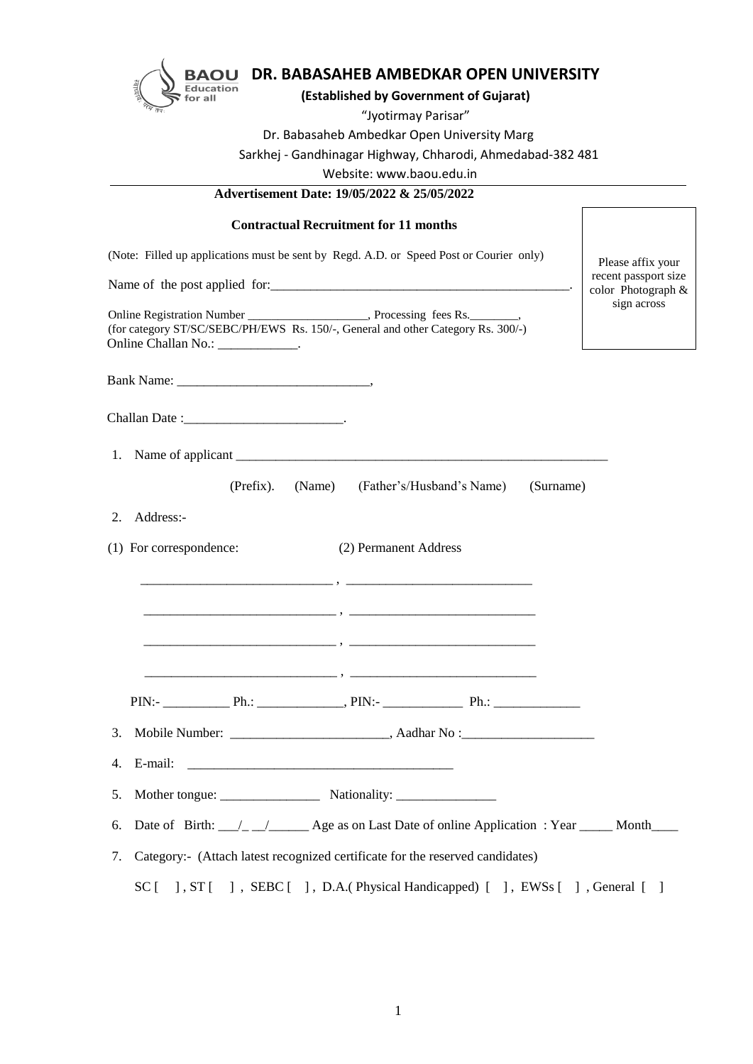BAOU Education for all

# DR. BABASAHEB AMBEDKAR OPEN UNIVERSITY

**(Established by Government of Gujarat)**

"Jyotirmay Parisar"

Dr. Babasaheb Ambedkar Open University Marg

Sarkhej - Gandhinagar Highway, Chharodi, Ahmedabad-382 481

Website: www.baou.edu.in

**Advertisement Date: 19/05/2022 & 25/05/2022**

**Contractual Recruitment for 11 months**

Please affix your recent passport size color Photograph & sign across

(Note: Filled up applications must be sent by Regd. A.D. or Speed Post or Courier only)

Name of the post applied for:_______________________________________________.

Online Registration Number ____________________, Processing fees Rs.________,
(for category ST/SC/SEBC/PH/EWS Rs. 150/-, General and other Category Rs. 300/-)
Online Challan No.: ____________.

Bank Name: ____________________________,

Challan Date :_______________________.

1. Name of applicant _________________________________________________________

   (Prefix). (Name) (Father's/Husband's Name) (Surname)

2. Address:-

(1) For correspondence: (2) Permanent Address

____________________________ , ___________________________

____________________________ , ___________________________

____________________________ , ___________________________

____________________________ , ___________________________

PIN:- __________ Ph.: _____________, PIN:- ____________ Ph.: _____________

3. Mobile Number: _______________________, Aadhar No :___________________

4. E-mail: _______________________________________

5. Mother tongue: _______________ Nationality: _______________

6. Date of Birth: ___/_ __/______ Age as on Last Date of online Application : Year _____ Month____

7. Category:- (Attach latest recognized certificate for the reserved candidates)

   SC [ ] , ST [ ] , SEBC [ ] , D.A.( Physical Handicapped) [ ] , EWSs [ ] , General [ ]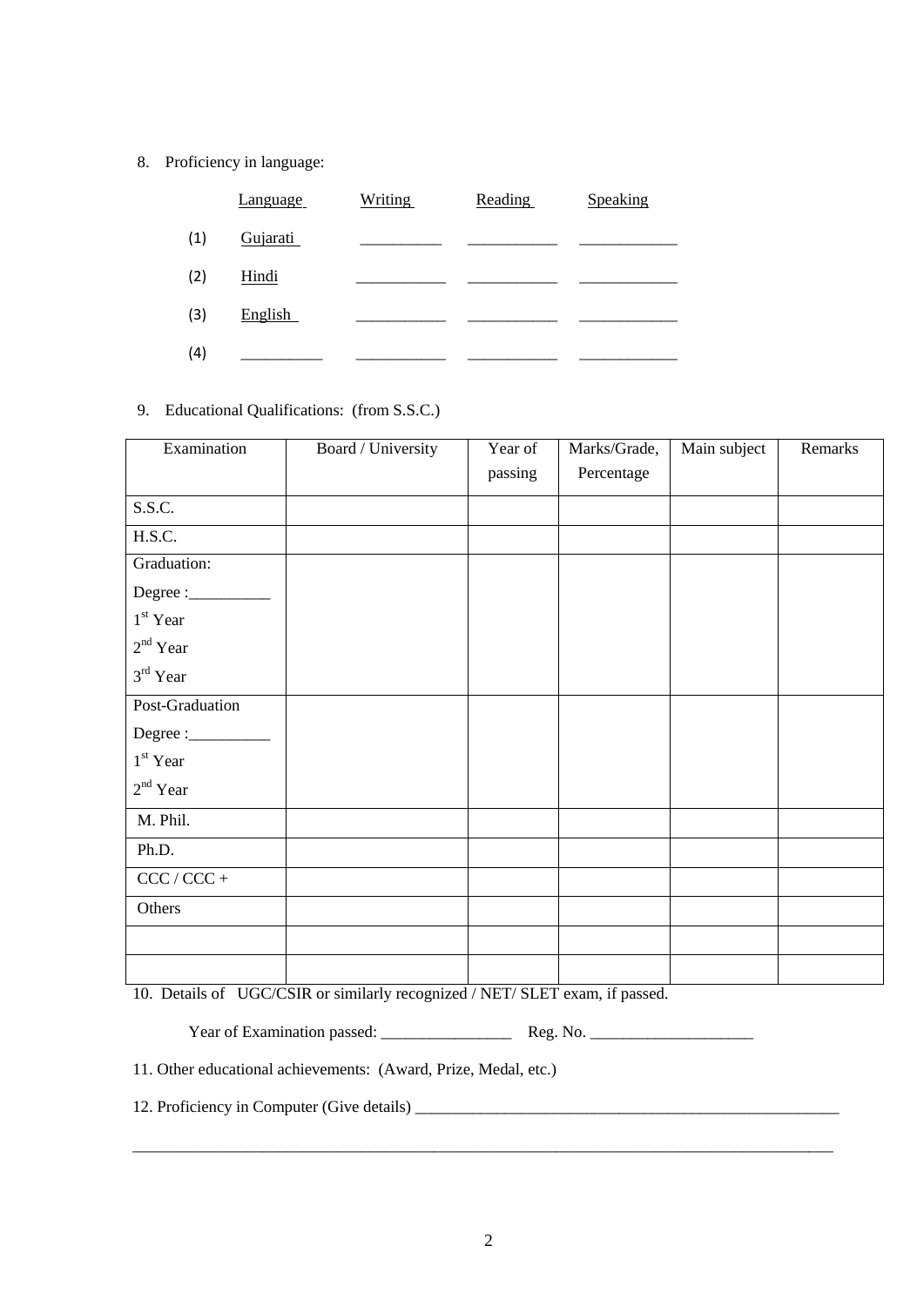8. Proficiency in language:

| | Language | Writing | Reading | Speaking |
|---|---|---|---|---|
| (1) | Gujarati | __________ | ___________ | ____________ |
| (2) | Hindi | ___________ | ___________ | ____________ |
| (3) | English | ___________ | ___________ | ____________ |
| (4) | __________ | ___________ | ___________ | ____________ |

9. Educational Qualifications: (from S.S.C.)

| Examination | Board / University | Year of passing | Marks/Grade, Percentage | Main subject | Remarks |
|---|---|---|---|---|---|
| S.S.C. | | | | | |
| H.S.C. | | | | | |
| Graduation:<br>Degree :__________<br>1st Year<br>2nd Year<br>3rd Year | | | | | |
| Post-Graduation<br>Degree :__________<br>1st Year<br>2nd Year | | | | | |
| M. Phil. | | | | | |
| Ph.D. | | | | | |
| CCC / CCC + | | | | | |
| Others | | | | | |
| | | | | | |
| | | | | | |

10. Details of UGC/CSIR or similarly recognized / NET/ SLET exam, if passed.

Year of Examination passed: ________________ Reg. No. ____________________

11. Other educational achievements: (Award, Prize, Medal, etc.)

12. Proficiency in Computer (Give details) ______________________________________________________

_________________________________________________________________________________________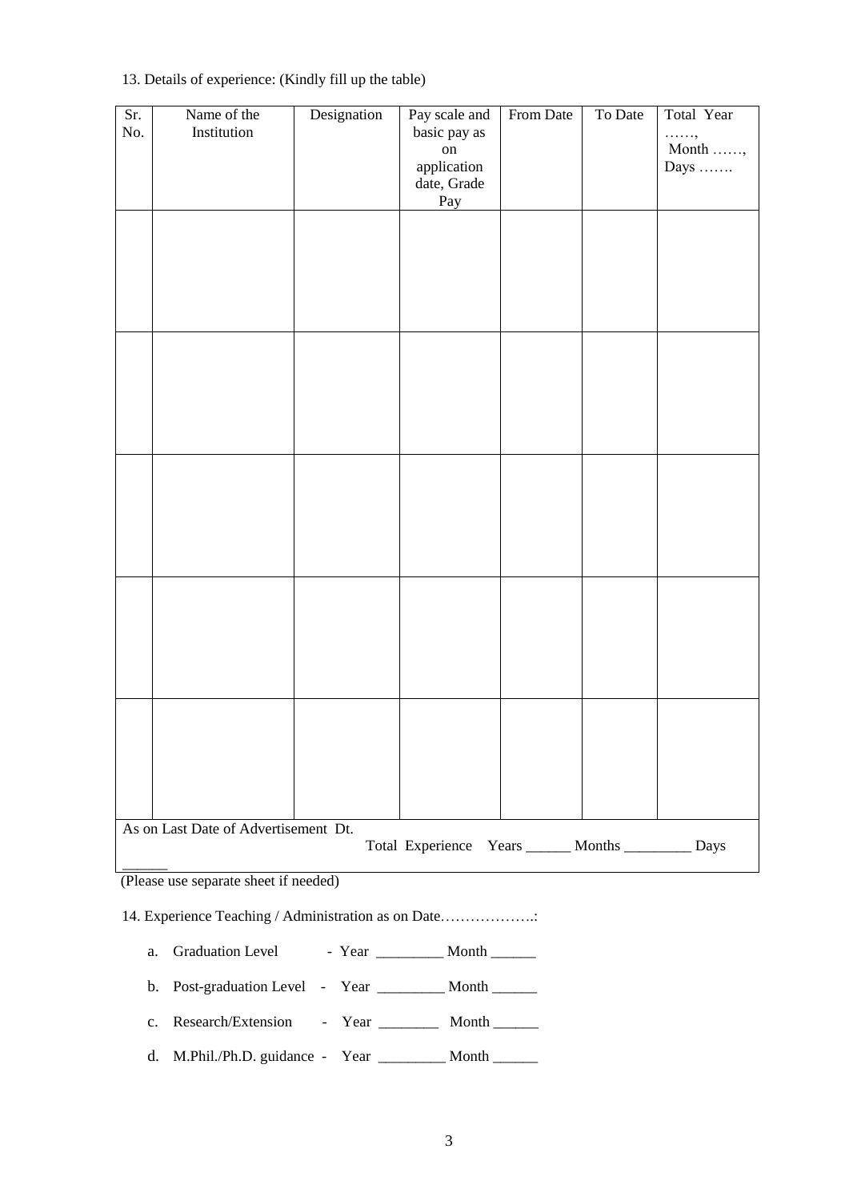13. Details of experience: (Kindly fill up the table)

| Sr. No. | Name of the Institution | Designation | Pay scale and basic pay as on application date, Grade Pay | From Date | To Date | Total Year ……, Month ……, Days ……. |
|---|---|---|---|---|---|---|
| | | | | | | |
| | | | | | | |
| | | | | | | |
| | | | | | | |
| | | | | | | |
| As on Last Date of Advertisement Dt. ______ | | | Total Experience Years ______ Months _________ Days | | | |

(Please use separate sheet if needed)

14. Experience Teaching / Administration as on Date……………….:

a. Graduation Level - Year _________ Month ______

b. Post-graduation Level - Year _________ Month ______

c. Research/Extension - Year ________ Month ______

d. M.Phil./Ph.D. guidance - Year _________ Month ______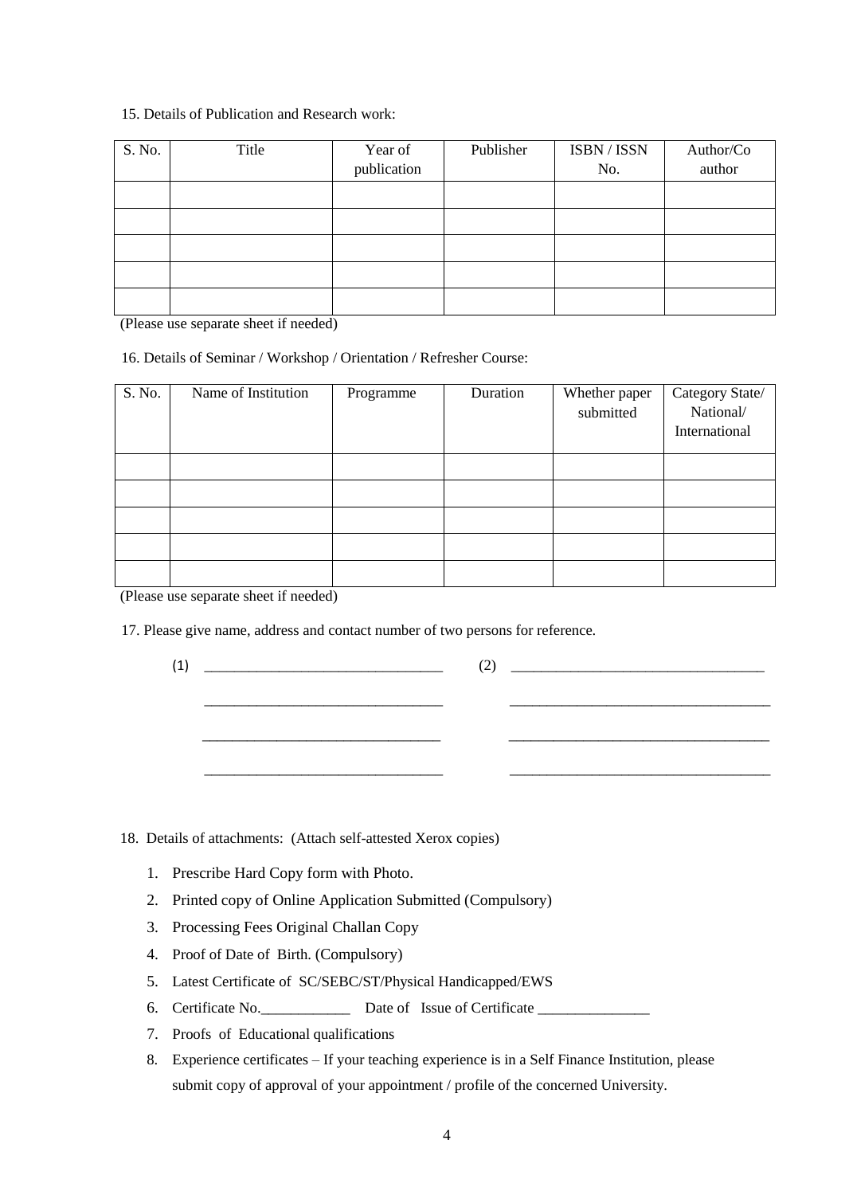15. Details of Publication and Research work:

| S. No. | Title | Year of publication | Publisher | ISBN / ISSN No. | Author/Co author |
|---|---|---|---|---|---|
| | | | | | |
| | | | | | |
| | | | | | |
| | | | | | |
| | | | | | |

(Please use separate sheet if needed)

16. Details of Seminar / Workshop / Orientation / Refresher Course:

| S. No. | Name of Institution | Programme | Duration | Whether paper submitted | Category State/ National/ International |
|---|---|---|---|---|---|
| | | | | | |
| | | | | | |
| | | | | | |
| | | | | | |
| | | | | | |

(Please use separate sheet if needed)

17. Please give name, address and contact number of two persons for reference.

(1) ________________________________ (2) ____________________________________

________________________________ ____________________________________

________________________________ ____________________________________

________________________________ ____________________________________

18. Details of attachments: (Attach self-attested Xerox copies)

1. Prescribe Hard Copy form with Photo.
2. Printed copy of Online Application Submitted (Compulsory)
3. Processing Fees Original Challan Copy
4. Proof of Date of Birth. (Compulsory)
5. Latest Certificate of SC/SEBC/ST/Physical Handicapped/EWS
6. Certificate No.____________ Date of Issue of Certificate _______________
7. Proofs of Educational qualifications
8. Experience certificates – If your teaching experience is in a Self Finance Institution, please submit copy of approval of your appointment / profile of the concerned University.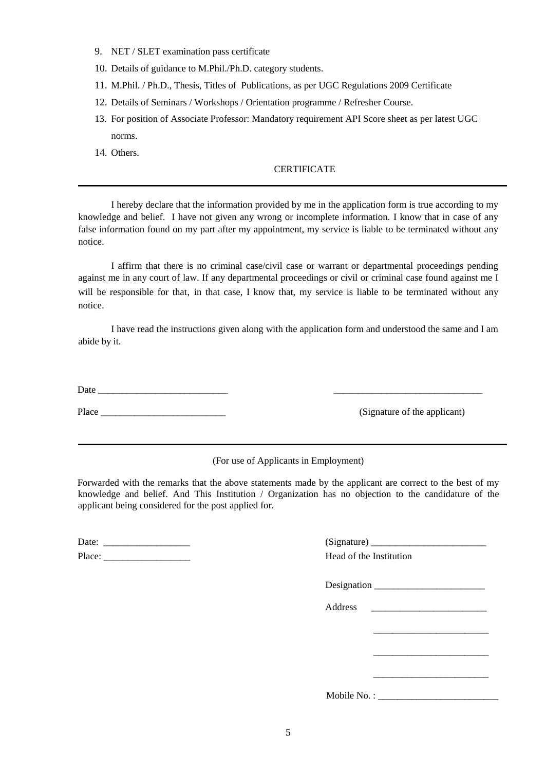9. NET / SLET examination pass certificate
10. Details of guidance to M.Phil./Ph.D. category students.
11. M.Phil. / Ph.D., Thesis, Titles of Publications, as per UGC Regulations 2009 Certificate
12. Details of Seminars / Workshops / Orientation programme / Refresher Course.
13. For position of Associate Professor: Mandatory requirement API Score sheet as per latest UGC norms.
14. Others.

## CERTIFICATE

---

I hereby declare that the information provided by me in the application form is true according to my knowledge and belief. I have not given any wrong or incomplete information. I know that in case of any false information found on my part after my appointment, my service is liable to be terminated without any notice.

I affirm that there is no criminal case/civil case or warrant or departmental proceedings pending against me in any court of law. If any departmental proceedings or civil or criminal case found against me I will be responsible for that, in that case, I know that, my service is liable to be terminated without any notice.

I have read the instructions given along with the application form and understood the same and I am abide by it.

Date ___________________________ ________________________________

Place __________________________ (Signature of the applicant)

---

(For use of Applicants in Employment)

Forwarded with the remarks that the above statements made by the applicant are correct to the best of my knowledge and belief. And This Institution / Organization has no objection to the candidature of the applicant being considered for the post applied for.

Date: __________________

Place: __________________

(Signature) ________________________

Head of the Institution

Designation _______________________

Address ________________________

________________________

________________________

________________________

Mobile No. : _________________________